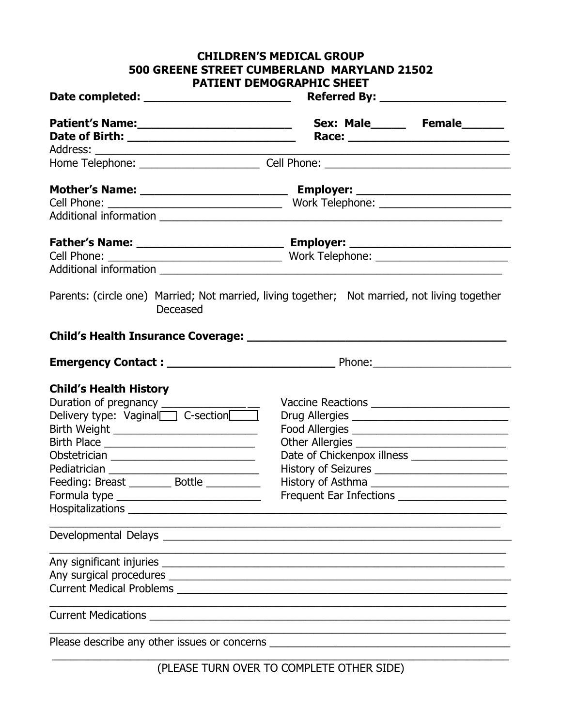**CHILDREN'S MEDICAL GROUP**
**500 GREENE STREET CUMBERLAND MARYLAND 21502**
**PATIENT DEMOGRAPHIC SHEET**

**Date completed:** ______________________ **Referred By:** __________________

**Patient's Name:**______________________ **Sex: Male**_____ **Female**______
**Date of Birth:** ________________________ **Race:** ________________________
Address: ______________________________________________________________________
Home Telephone: ___________________ Cell Phone: _____________________________

**Mother's Name:** ______________________ **Employer:** ______________________
Cell Phone: ____________________________ Work Telephone: ____________________
Additional information _______________________________________________________

**Father's Name:** ______________________ **Employer:** ______________________
Cell Phone: ____________________________ Work Telephone: ____________________
Additional information _______________________________________________________

Parents: (circle one) Married; Not married, living together; Not married, not living together
Deceased

**Child's Health Insurance Coverage:** ______________________________________

**Emergency Contact :** ________________________ Phone:_____________________

**Child's Health History**

Duration of pregnancy _________________
Delivery type: Vaginal☐ C-section☐
Birth Weight __________________________
Birth Place ___________________________
Obstetrician __________________________
Pediatrician __________________________
Feeding: Breast _______ Bottle ________
Formula type __________________________

Vaccine Reactions ______________________
Drug Allergies _________________________
Food Allergies _________________________
Other Allergies ________________________
Date of Chickenpox illness ______________
History of Seizures _____________________
History of Asthma ______________________
Frequent Ear Infections _________________

Hospitalizations ________________________________________________________________
______________________________________________________________________________
Developmental Delays ____________________________________________________________
______________________________________________________________________________
Any significant injuries _________________________________________________________
Any surgical procedures _________________________________________________________
Current Medical Problems ________________________________________________________
______________________________________________________________________________
Current Medications _____________________________________________________________
______________________________________________________________________________
Please describe any other issues or concerns ________________________________________
______________________________________________________________________________

(PLEASE TURN OVER TO COMPLETE OTHER SIDE)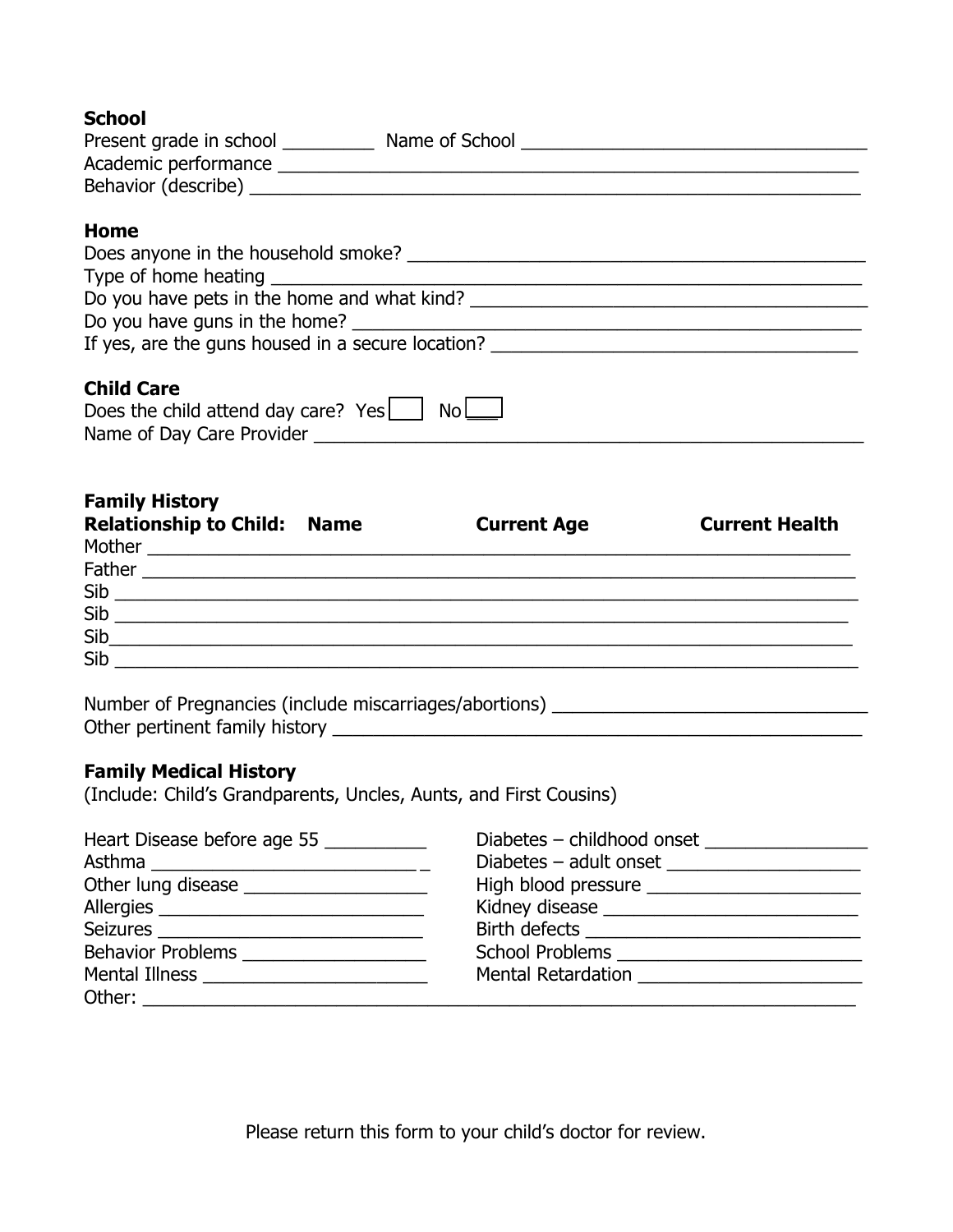**School**

Present grade in school _________ Name of School ___________________________________

Academic performance ____________________________________________________________

Behavior (describe) ______________________________________________________________

**Home**

Does anyone in the household smoke? _____________________________________________

Type of home heating _____________________________________________________________

Do you have pets in the home and what kind? ______________________________________

Do you have guns in the home? ____________________________________________________

If yes, are the guns housed in a secure location? ________________________________

**Child Care**

Does the child attend day care? Yes ☐ No ☐

Name of Day Care Provider _________________________________________________________

**Family History**

| Relationship to Child: | Name | Current Age | Current Health |
|---|---|---|---|
| Mother | | | |
| Father | | | |
| Sib | | | |
| Sib | | | |
| Sib | | | |
| Sib | | | |

Number of Pregnancies (include miscarriages/abortions) ______________________________

Other pertinent family history ___________________________________________________

**Family Medical History**

(Include: Child's Grandparents, Uncles, Aunts, and First Cousins)

Heart Disease before age 55 __________

Asthma ___________________________

Other lung disease __________________

Allergies ___________________________

Seizures ___________________________

Behavior Problems __________________

Mental Illness ______________________

Diabetes – childhood onset ________________

Diabetes – adult onset ___________________

High blood pressure _____________________

Kidney disease _________________________

Birth defects ___________________________

School Problems ________________________

Mental Retardation ______________________

Other: ____________________________________________________________________________

Please return this form to your child's doctor for review.